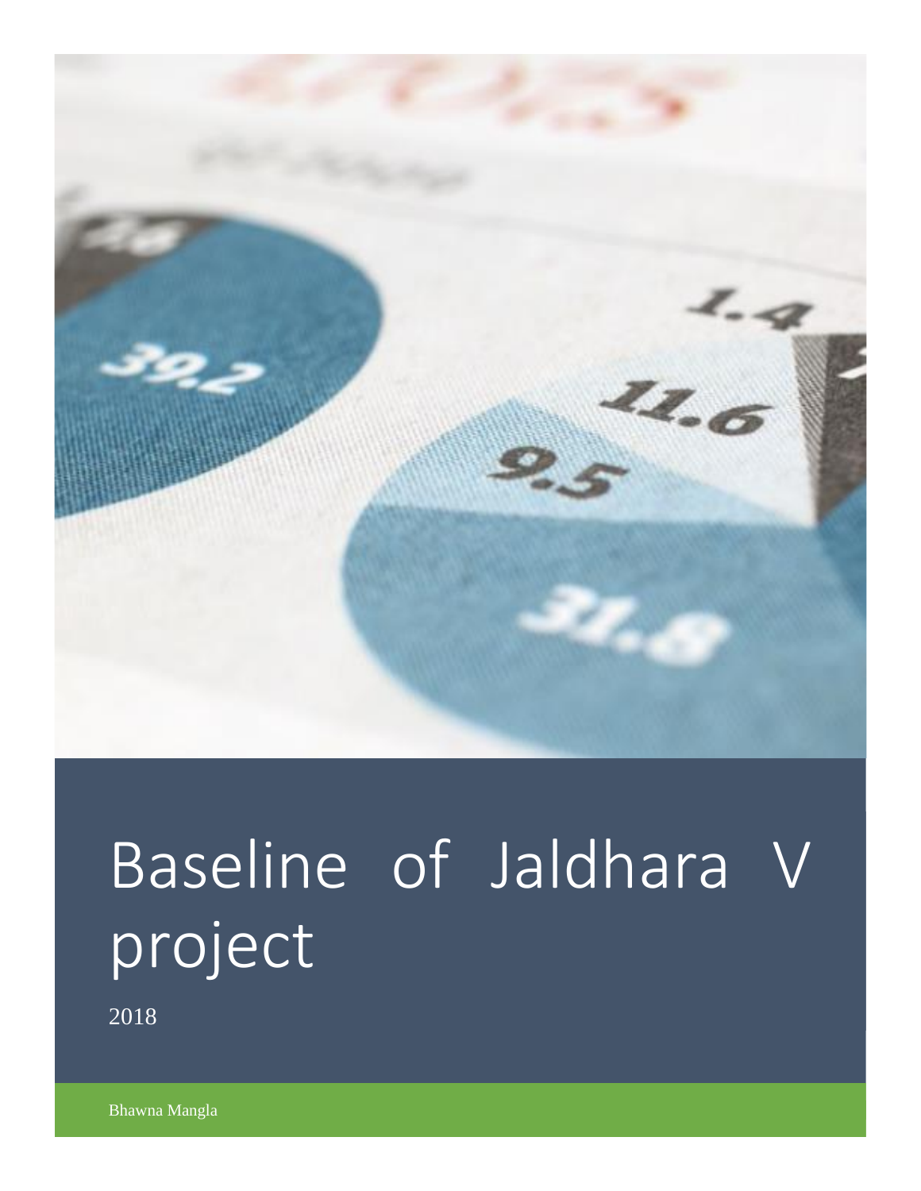# Baseline of Jaldhara V project

2018

Bhawna Mangla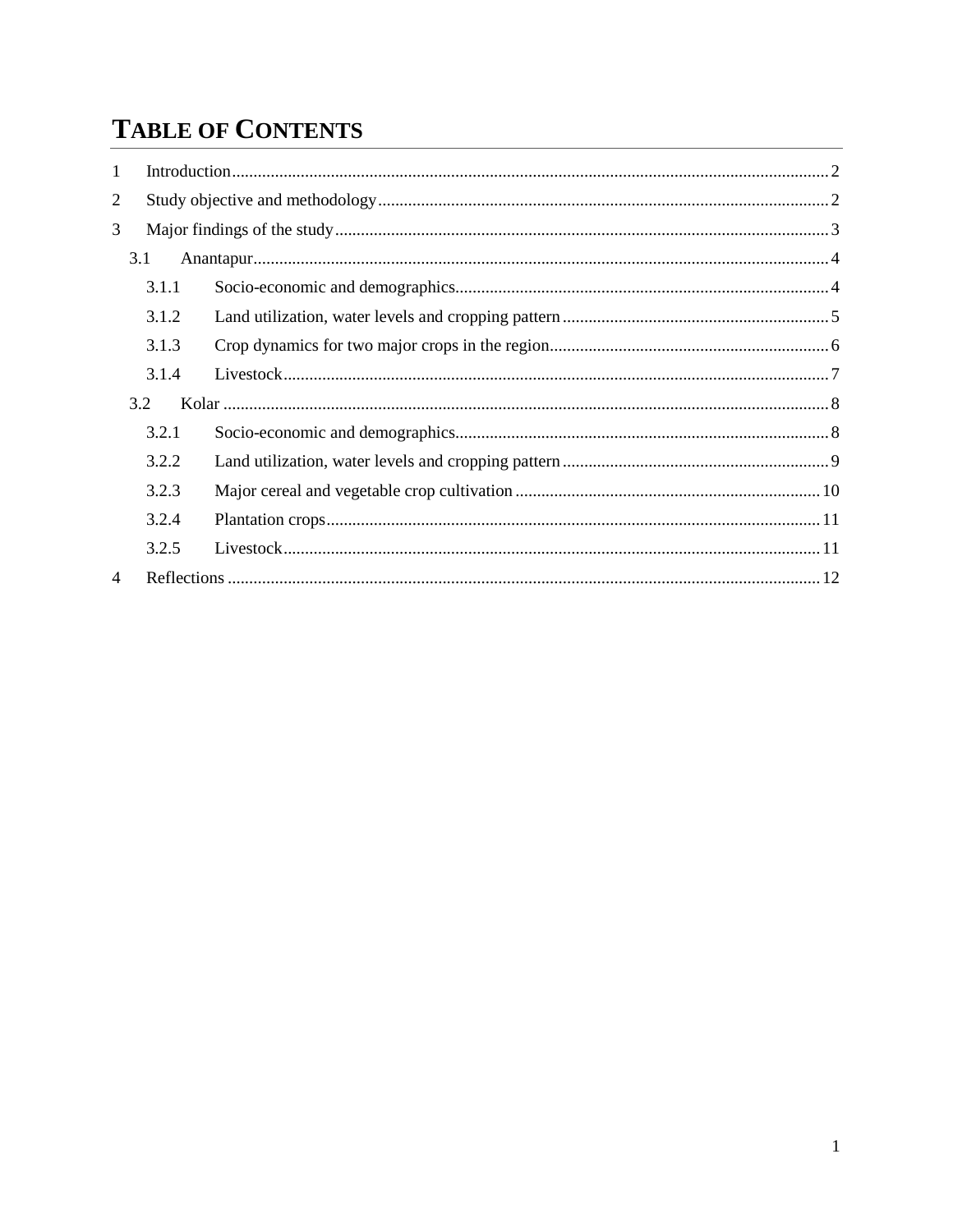# TABLE OF CONTENTS

1 Introduction .......... 2
2 Study objective and methodology .......... 2
3 Major findings of the study .......... 3
  3.1 Anantapur .......... 4
    3.1.1 Socio-economic and demographics .......... 4
    3.1.2 Land utilization, water levels and cropping pattern .......... 5
    3.1.3 Crop dynamics for two major crops in the region .......... 6
    3.1.4 Livestock .......... 7
  3.2 Kolar .......... 8
    3.2.1 Socio-economic and demographics .......... 8
    3.2.2 Land utilization, water levels and cropping pattern .......... 9
    3.2.3 Major cereal and vegetable crop cultivation .......... 10
    3.2.4 Plantation crops .......... 11
    3.2.5 Livestock .......... 11
4 Reflections .......... 12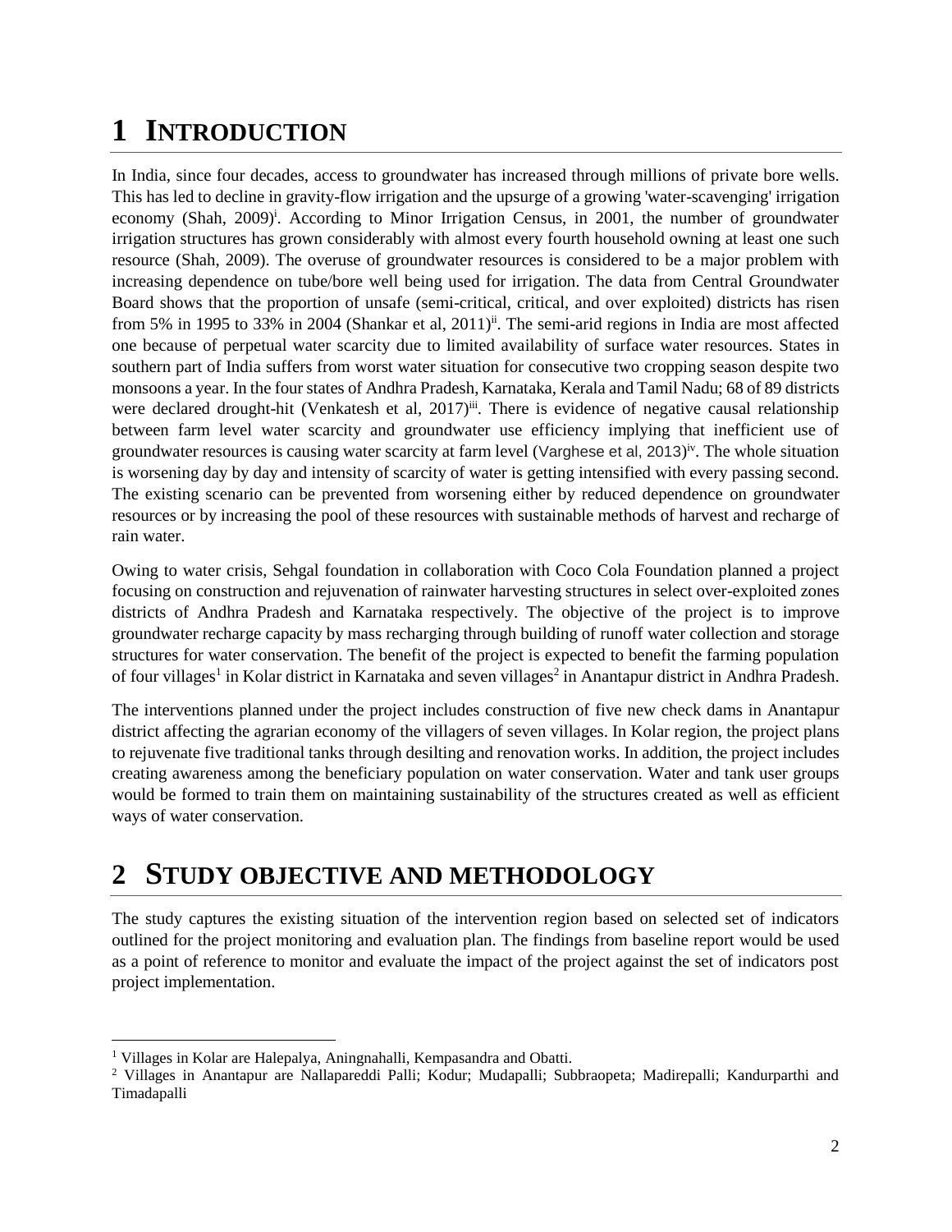# 1 INTRODUCTION

In India, since four decades, access to groundwater has increased through millions of private bore wells. This has led to decline in gravity-flow irrigation and the upsurge of a growing 'water-scavenging' irrigation economy (Shah, 2009)[i]. According to Minor Irrigation Census, in 2001, the number of groundwater irrigation structures has grown considerably with almost every fourth household owning at least one such resource (Shah, 2009). The overuse of groundwater resources is considered to be a major problem with increasing dependence on tube/bore well being used for irrigation. The data from Central Groundwater Board shows that the proportion of unsafe (semi-critical, critical, and over exploited) districts has risen from 5% in 1995 to 33% in 2004 (Shankar et al, 2011)[ii]. The semi-arid regions in India are most affected one because of perpetual water scarcity due to limited availability of surface water resources. States in southern part of India suffers from worst water situation for consecutive two cropping season despite two monsoons a year. In the four states of Andhra Pradesh, Karnataka, Kerala and Tamil Nadu; 68 of 89 districts were declared drought-hit (Venkatesh et al, 2017)[iii]. There is evidence of negative causal relationship between farm level water scarcity and groundwater use efficiency implying that inefficient use of groundwater resources is causing water scarcity at farm level (Varghese et al, 2013)[iv]. The whole situation is worsening day by day and intensity of scarcity of water is getting intensified with every passing second. The existing scenario can be prevented from worsening either by reduced dependence on groundwater resources or by increasing the pool of these resources with sustainable methods of harvest and recharge of rain water.

Owing to water crisis, Sehgal foundation in collaboration with Coco Cola Foundation planned a project focusing on construction and rejuvenation of rainwater harvesting structures in select over-exploited zones districts of Andhra Pradesh and Karnataka respectively. The objective of the project is to improve groundwater recharge capacity by mass recharging through building of runoff water collection and storage structures for water conservation. The benefit of the project is expected to benefit the farming population of four villages[1] in Kolar district in Karnataka and seven villages[2] in Anantapur district in Andhra Pradesh.

The interventions planned under the project includes construction of five new check dams in Anantapur district affecting the agrarian economy of the villagers of seven villages. In Kolar region, the project plans to rejuvenate five traditional tanks through desilting and renovation works. In addition, the project includes creating awareness among the beneficiary population on water conservation. Water and tank user groups would be formed to train them on maintaining sustainability of the structures created as well as efficient ways of water conservation.

# 2 STUDY OBJECTIVE AND METHODOLOGY

The study captures the existing situation of the intervention region based on selected set of indicators outlined for the project monitoring and evaluation plan. The findings from baseline report would be used as a point of reference to monitor and evaluate the impact of the project against the set of indicators post project implementation.

---

[1] Villages in Kolar are Halepalya, Aningnahalli, Kempasandra and Obatti.

[2] Villages in Anantapur are Nallapareddi Palli; Kodur; Mudapalli; Subbraopeta; Madirepalli; Kandurparthi and Timadapalli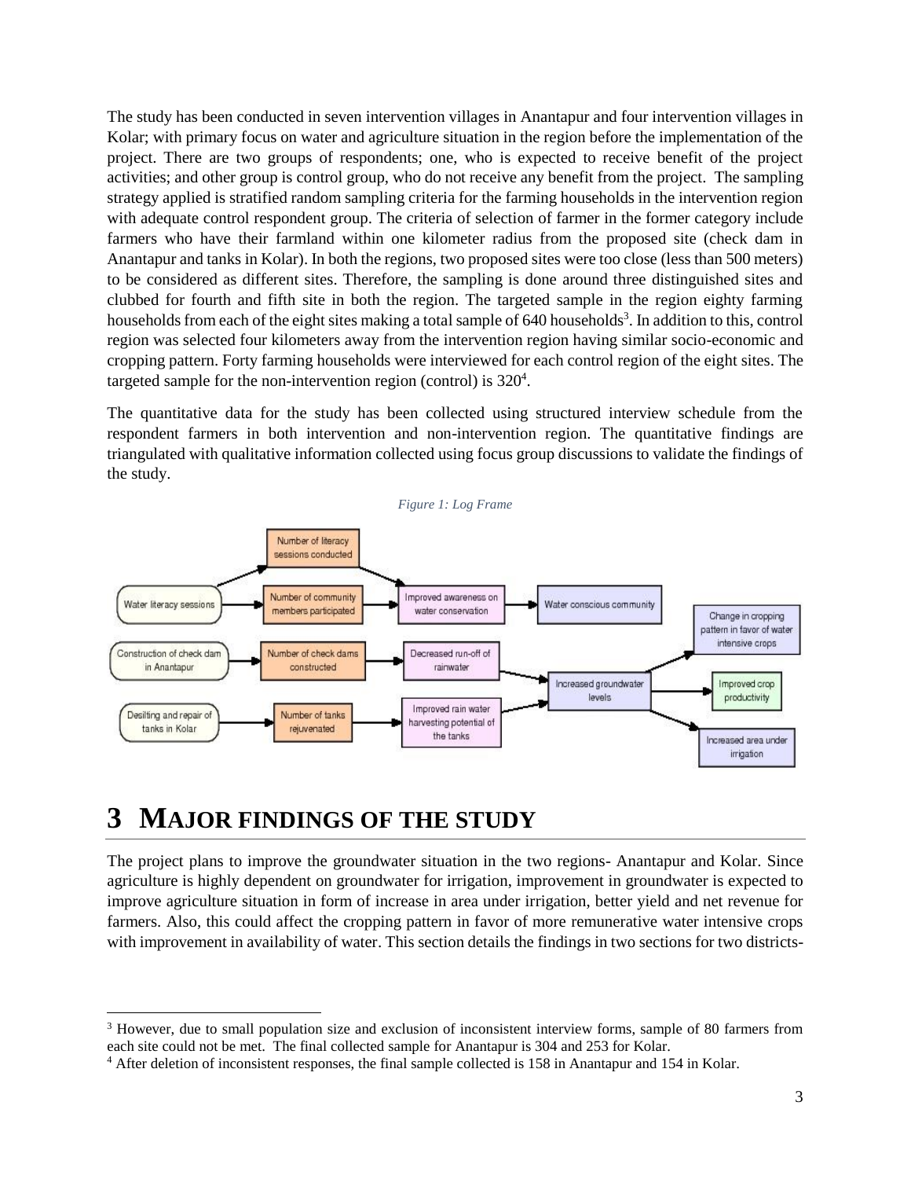The study has been conducted in seven intervention villages in Anantapur and four intervention villages in Kolar; with primary focus on water and agriculture situation in the region before the implementation of the project. There are two groups of respondents; one, who is expected to receive benefit of the project activities; and other group is control group, who do not receive any benefit from the project. The sampling strategy applied is stratified random sampling criteria for the farming households in the intervention region with adequate control respondent group. The criteria of selection of farmer in the former category include farmers who have their farmland within one kilometer radius from the proposed site (check dam in Anantapur and tanks in Kolar). In both the regions, two proposed sites were too close (less than 500 meters) to be considered as different sites. Therefore, the sampling is done around three distinguished sites and clubbed for fourth and fifth site in both the region. The targeted sample in the region eighty farming households from each of the eight sites making a total sample of 640 households[3]. In addition to this, control region was selected four kilometers away from the intervention region having similar socio-economic and cropping pattern. Forty farming households were interviewed for each control region of the eight sites. The targeted sample for the non-intervention region (control) is 320[4].

The quantitative data for the study has been collected using structured interview schedule from the respondent farmers in both intervention and non-intervention region. The quantitative findings are triangulated with qualitative information collected using focus group discussions to validate the findings of the study.

*Figure 1: Log Frame*

# 3 MAJOR FINDINGS OF THE STUDY

The project plans to improve the groundwater situation in the two regions- Anantapur and Kolar. Since agriculture is highly dependent on groundwater for irrigation, improvement in groundwater is expected to improve agriculture situation in form of increase in area under irrigation, better yield and net revenue for farmers. Also, this could affect the cropping pattern in favor of more remunerative water intensive crops with improvement in availability of water. This section details the findings in two sections for two districts-

---

[3] However, due to small population size and exclusion of inconsistent interview forms, sample of 80 farmers from each site could not be met. The final collected sample for Anantapur is 304 and 253 for Kolar.

[4] After deletion of inconsistent responses, the final sample collected is 158 in Anantapur and 154 in Kolar.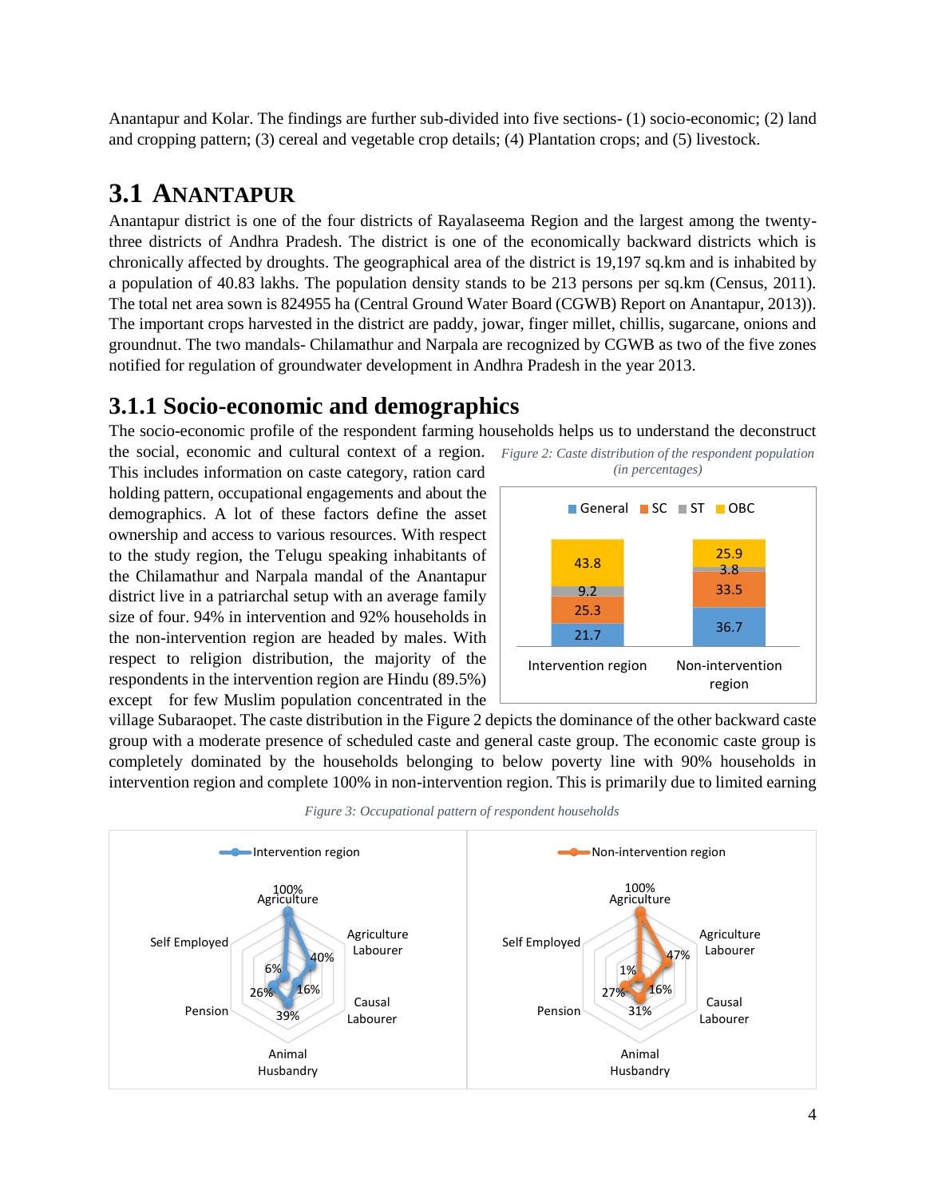Anantapur and Kolar. The findings are further sub-divided into five sections- (1) socio-economic; (2) land and cropping pattern; (3) cereal and vegetable crop details; (4) Plantation crops; and (5) livestock.

# 3.1 ANANTAPUR

Anantapur district is one of the four districts of Rayalaseema Region and the largest among the twenty-three districts of Andhra Pradesh. The district is one of the economically backward districts which is chronically affected by droughts. The geographical area of the district is 19,197 sq.km and is inhabited by a population of 40.83 lakhs. The population density stands to be 213 persons per sq.km (Census, 2011). The total net area sown is 824955 ha (Central Ground Water Board (CGWB) Report on Anantapur, 2013)). The important crops harvested in the district are paddy, jowar, finger millet, chillis, sugarcane, onions and groundnut. The two mandals- Chilamathur and Narpala are recognized by CGWB as two of the five zones notified for regulation of groundwater development in Andhra Pradesh in the year 2013.

## 3.1.1 Socio-economic and demographics

The socio-economic profile of the respondent farming households helps us to understand the deconstruct the social, economic and cultural context of a region. This includes information on caste category, ration card holding pattern, occupational engagements and about the demographics. A lot of these factors define the asset ownership and access to various resources. With respect to the study region, the Telugu speaking inhabitants of the Chilamathur and Narpala mandal of the Anantapur district live in a patriarchal setup with an average family size of four. 94% in intervention and 92% households in the non-intervention region are headed by males. With respect to religion distribution, the majority of the respondents in the intervention region are Hindu (89.5%) except for few Muslim population concentrated in the village Subaraopet. The caste distribution in the Figure 2 depicts the dominance of the other backward caste group with a moderate presence of scheduled caste and general caste group. The economic caste group is completely dominated by the households belonging to below poverty line with 90% households in intervention region and complete 100% in non-intervention region. This is primarily due to limited earning

*Figure 2: Caste distribution of the respondent population (in percentages)*

| | General | SC | ST | OBC |
|---|---|---|---|---|
| Intervention region | 21.7 | 25.3 | 9.2 | 43.8 |
| Non-intervention region | 36.7 | 33.5 | 3.8 | 25.9 |

*Figure 3: Occupational pattern of respondent households*

| | Agriculture | Agriculture Labourer | Causal Labourer | Animal Husbandry | Pension | Self Employed |
|---|---|---|---|---|---|---|
| Intervention region | 100% | 40% | 16% | 39% | 26% | 6% |
| Non-intervention region | 100% | 47% | 16% | 31% | 27% | 1% |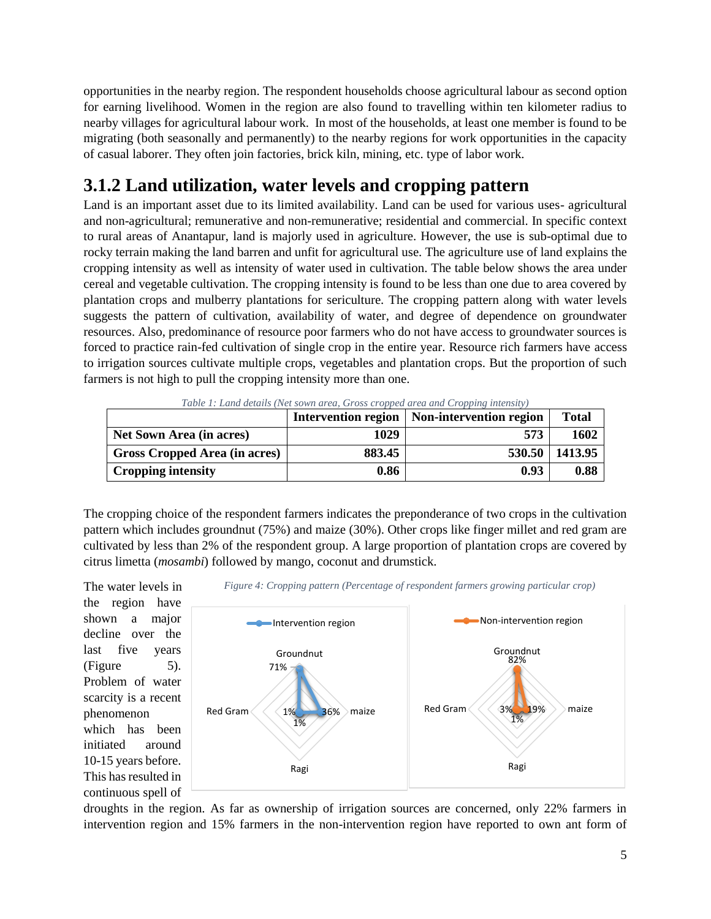opportunities in the nearby region. The respondent households choose agricultural labour as second option for earning livelihood. Women in the region are also found to travelling within ten kilometer radius to nearby villages for agricultural labour work. In most of the households, at least one member is found to be migrating (both seasonally and permanently) to the nearby regions for work opportunities in the capacity of casual laborer. They often join factories, brick kiln, mining, etc. type of labor work.

## 3.1.2 Land utilization, water levels and cropping pattern

Land is an important asset due to its limited availability. Land can be used for various uses- agricultural and non-agricultural; remunerative and non-remunerative; residential and commercial. In specific context to rural areas of Anantapur, land is majorly used in agriculture. However, the use is sub-optimal due to rocky terrain making the land barren and unfit for agricultural use. The agriculture use of land explains the cropping intensity as well as intensity of water used in cultivation. The table below shows the area under cereal and vegetable cultivation. The cropping intensity is found to be less than one due to area covered by plantation crops and mulberry plantations for sericulture. The cropping pattern along with water levels suggests the pattern of cultivation, availability of water, and degree of dependence on groundwater resources. Also, predominance of resource poor farmers who do not have access to groundwater sources is forced to practice rain-fed cultivation of single crop in the entire year. Resource rich farmers have access to irrigation sources cultivate multiple crops, vegetables and plantation crops. But the proportion of such farmers is not high to pull the cropping intensity more than one.

*Table 1: Land details (Net sown area, Gross cropped area and Cropping intensity)*

| | Intervention region | Non-intervention region | Total |
|---|---|---|---|
| **Net Sown Area (in acres)** | **1029** | **573** | **1602** |
| **Gross Cropped Area (in acres)** | **883.45** | **530.50** | **1413.95** |
| **Cropping intensity** | **0.86** | **0.93** | **0.88** |

The cropping choice of the respondent farmers indicates the preponderance of two crops in the cultivation pattern which includes groundnut (75%) and maize (30%). Other crops like finger millet and red gram are cultivated by less than 2% of the respondent group. A large proportion of plantation crops are covered by citrus limetta (*mosambi*) followed by mango, coconut and drumstick.

*Figure 4: Cropping pattern (Percentage of respondent farmers growing particular crop)*

| Crop | Intervention region | Non-intervention region |
|---|---|---|
| Groundnut | 71% | 82% |
| maize | 36% | 19% |
| Ragi | 1% | 1% |
| Red Gram | 1% | 3% |

The water levels in the region have shown a major decline over the last five years (Figure 5). Problem of water scarcity is a recent phenomenon which has been initiated around 10-15 years before. This has resulted in continuous spell of droughts in the region. As far as ownership of irrigation sources are concerned, only 22% farmers in intervention region and 15% farmers in the non-intervention region have reported to own ant form of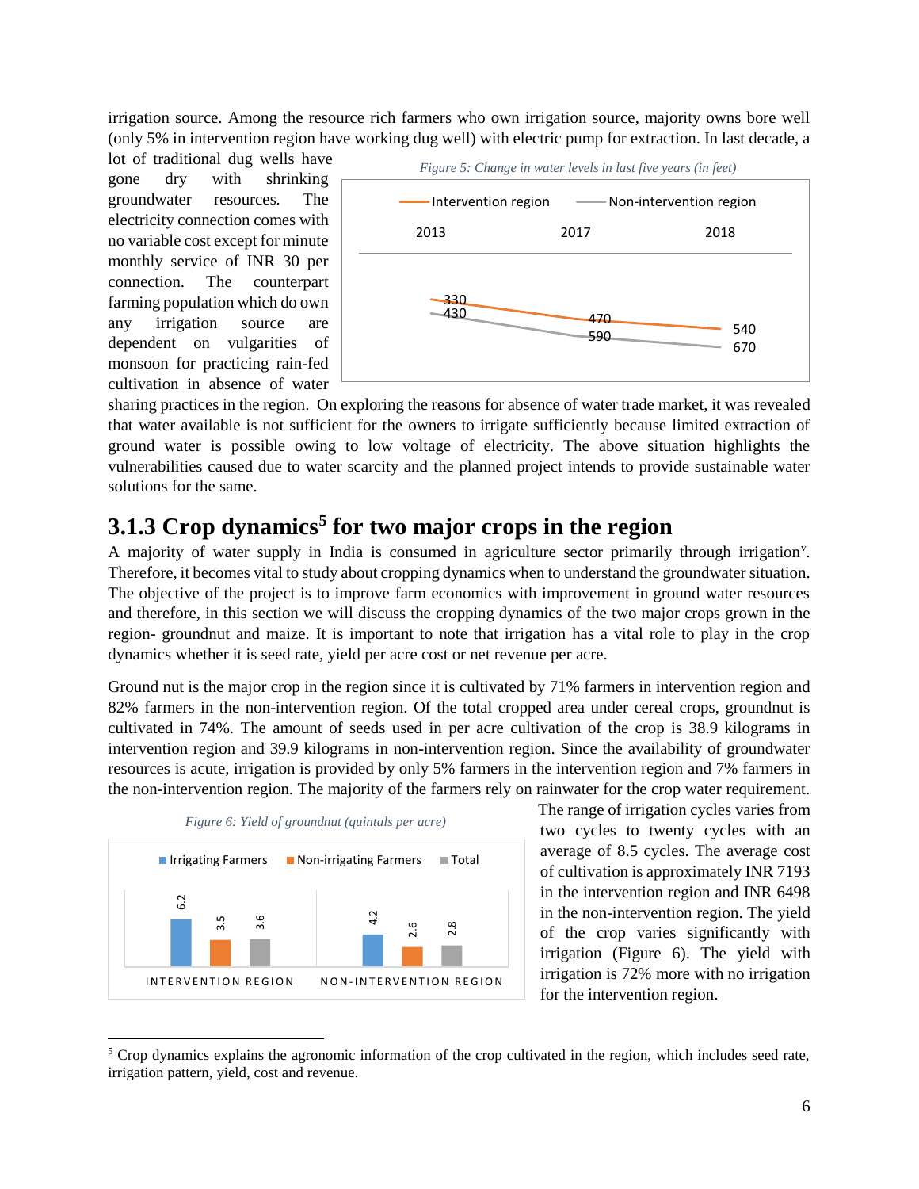irrigation source. Among the resource rich farmers who own irrigation source, majority owns bore well (only 5% in intervention region have working dug well) with electric pump for extraction. In last decade, a lot of traditional dug wells have gone dry with shrinking groundwater resources. The electricity connection comes with no variable cost except for minute monthly service of INR 30 per connection. The counterpart farming population which do own any irrigation source are dependent on vulgarities of monsoon for practicing rain-fed cultivation in absence of water sharing practices in the region. On exploring the reasons for absence of water trade market, it was revealed that water available is not sufficient for the owners to irrigate sufficiently because limited extraction of ground water is possible owing to low voltage of electricity. The above situation highlights the vulnerabilities caused due to water scarcity and the planned project intends to provide sustainable water solutions for the same.

*Figure 5: Change in water levels in last five years (in feet)*

| | 2013 | 2017 | 2018 |
|---|---|---|---|
| Intervention region | 330 | 470 | 540 |
| Non-intervention region | 430 | 590 | 670 |

## 3.1.3 Crop dynamics[5] for two major crops in the region

A majority of water supply in India is consumed in agriculture sector primarily through irrigation[v]. Therefore, it becomes vital to study about cropping dynamics when to understand the groundwater situation. The objective of the project is to improve farm economics with improvement in ground water resources and therefore, in this section we will discuss the cropping dynamics of the two major crops grown in the region- groundnut and maize. It is important to note that irrigation has a vital role to play in the crop dynamics whether it is seed rate, yield per acre cost or net revenue per acre.

Ground nut is the major crop in the region since it is cultivated by 71% farmers in intervention region and 82% farmers in the non-intervention region. Of the total cropped area under cereal crops, groundnut is cultivated in 74%. The amount of seeds used in per acre cultivation of the crop is 38.9 kilograms in intervention region and 39.9 kilograms in non-intervention region. Since the availability of groundwater resources is acute, irrigation is provided by only 5% farmers in the intervention region and 7% farmers in the non-intervention region. The majority of the farmers rely on rainwater for the crop water requirement. The range of irrigation cycles varies from two cycles to twenty cycles with an average of 8.5 cycles. The average cost of cultivation is approximately INR 7193 in the intervention region and INR 6498 in the non-intervention region. The yield of the crop varies significantly with irrigation (Figure 6). The yield with irrigation is 72% more with no irrigation for the intervention region.

*Figure 6: Yield of groundnut (quintals per acre)*

| | Irrigating Farmers | Non-irrigating Farmers | Total |
|---|---|---|---|
| Intervention Region | 6.2 | 3.5 | 3.6 |
| Non-Intervention Region | 4.2 | 2.6 | 2.8 |

[5] Crop dynamics explains the agronomic information of the crop cultivated in the region, which includes seed rate, irrigation pattern, yield, cost and revenue.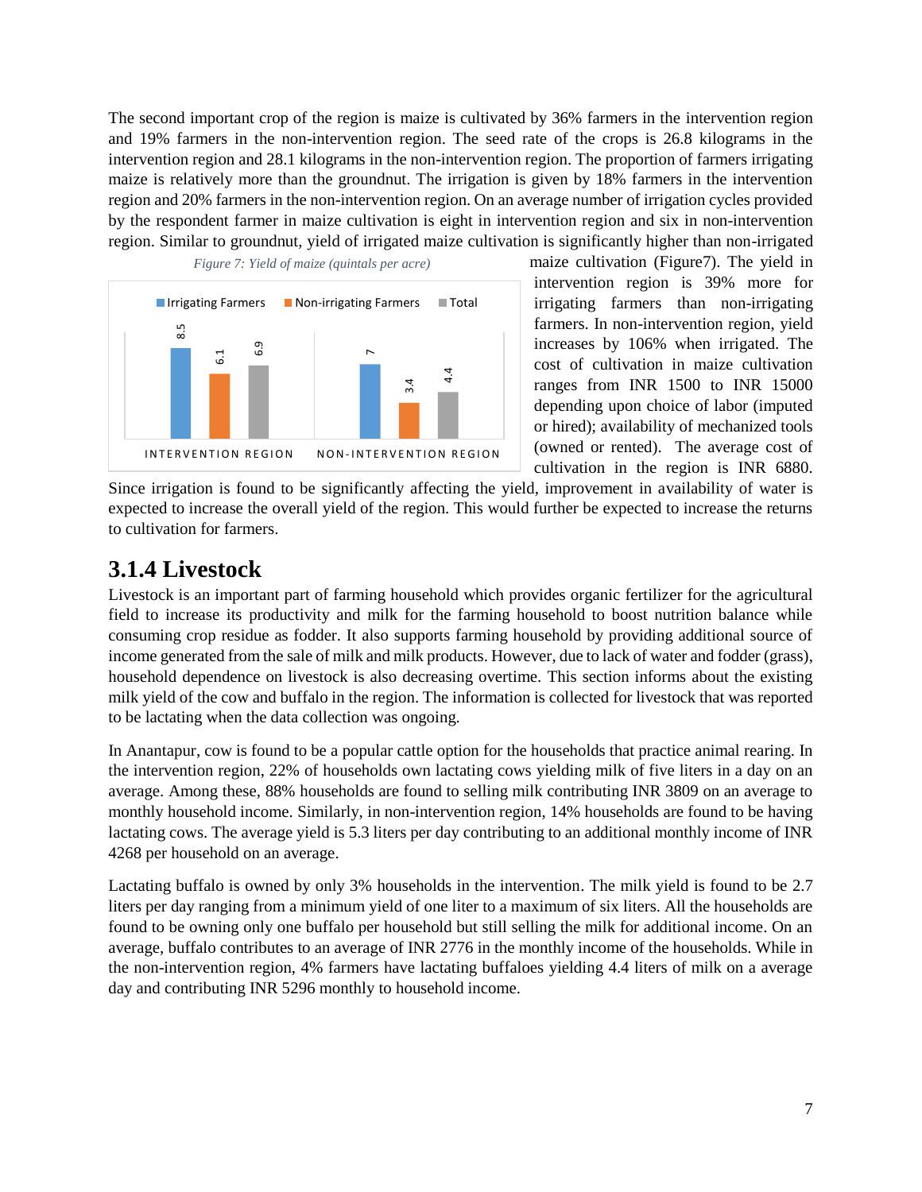The second important crop of the region is maize is cultivated by 36% farmers in the intervention region and 19% farmers in the non-intervention region. The seed rate of the crops is 26.8 kilograms in the intervention region and 28.1 kilograms in the non-intervention region. The proportion of farmers irrigating maize is relatively more than the groundnut. The irrigation is given by 18% farmers in the intervention region and 20% farmers in the non-intervention region. On an average number of irrigation cycles provided by the respondent farmer in maize cultivation is eight in intervention region and six in non-intervention region. Similar to groundnut, yield of irrigated maize cultivation is significantly higher than non-irrigated maize cultivation (Figure7). The yield in intervention region is 39% more for irrigating farmers than non-irrigating farmers. In non-intervention region, yield increases by 106% when irrigated. The cost of cultivation in maize cultivation ranges from INR 1500 to INR 15000 depending upon choice of labor (imputed or hired); availability of mechanized tools (owned or rented). The average cost of cultivation in the region is INR 6880. Since irrigation is found to be significantly affecting the yield, improvement in availability of water is expected to increase the overall yield of the region. This would further be expected to increase the returns to cultivation for farmers.

*Figure 7: Yield of maize (quintals per acre)*

| | Irrigating Farmers | Non-irrigating Farmers | Total |
|---|---|---|---|
| INTERVENTION REGION | 8.5 | 6.1 | 6.9 |
| NON-INTERVENTION REGION | 7 | 3.4 | 4.4 |

## 3.1.4 Livestock

Livestock is an important part of farming household which provides organic fertilizer for the agricultural field to increase its productivity and milk for the farming household to boost nutrition balance while consuming crop residue as fodder. It also supports farming household by providing additional source of income generated from the sale of milk and milk products. However, due to lack of water and fodder (grass), household dependence on livestock is also decreasing overtime. This section informs about the existing milk yield of the cow and buffalo in the region. The information is collected for livestock that was reported to be lactating when the data collection was ongoing.

In Anantapur, cow is found to be a popular cattle option for the households that practice animal rearing. In the intervention region, 22% of households own lactating cows yielding milk of five liters in a day on an average. Among these, 88% households are found to selling milk contributing INR 3809 on an average to monthly household income. Similarly, in non-intervention region, 14% households are found to be having lactating cows. The average yield is 5.3 liters per day contributing to an additional monthly income of INR 4268 per household on an average.

Lactating buffalo is owned by only 3% households in the intervention. The milk yield is found to be 2.7 liters per day ranging from a minimum yield of one liter to a maximum of six liters. All the households are found to be owning only one buffalo per household but still selling the milk for additional income. On an average, buffalo contributes to an average of INR 2776 in the monthly income of the households. While in the non-intervention region, 4% farmers have lactating buffaloes yielding 4.4 liters of milk on a average day and contributing INR 5296 monthly to household income.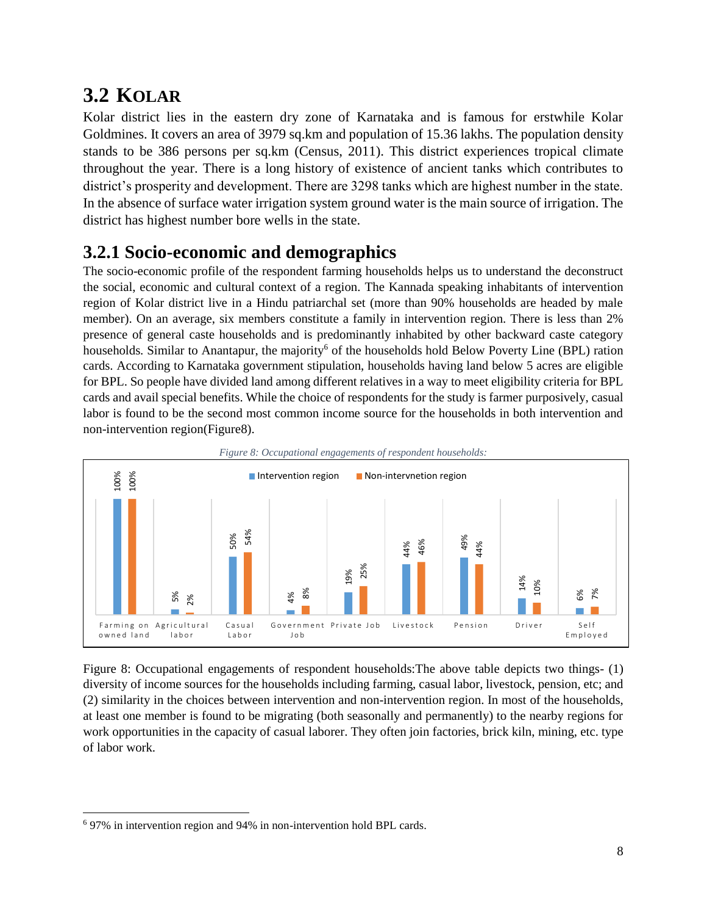## 3.2 Kolar

Kolar district lies in the eastern dry zone of Karnataka and is famous for erstwhile Kolar Goldmines. It covers an area of 3979 sq.km and population of 15.36 lakhs. The population density stands to be 386 persons per sq.km (Census, 2011). This district experiences tropical climate throughout the year. There is a long history of existence of ancient tanks which contributes to district's prosperity and development. There are 3298 tanks which are highest number in the state. In the absence of surface water irrigation system ground water is the main source of irrigation. The district has highest number bore wells in the state.

### 3.2.1 Socio-economic and demographics

The socio-economic profile of the respondent farming households helps us to understand the deconstruct the social, economic and cultural context of a region. The Kannada speaking inhabitants of intervention region of Kolar district live in a Hindu patriarchal set (more than 90% households are headed by male member). On an average, six members constitute a family in intervention region. There is less than 2% presence of general caste households and is predominantly inhabited by other backward caste category households. Similar to Anantapur, the majority[6] of the households hold Below Poverty Line (BPL) ration cards. According to Karnataka government stipulation, households having land below 5 acres are eligible for BPL. So people have divided land among different relatives in a way to meet eligibility criteria for BPL cards and avail special benefits. While the choice of respondents for the study is farmer purposively, casual labor is found to be the second most common income source for the households in both intervention and non-intervention region(Figure8).

*Figure 8: Occupational engagements of respondent households:*

| Occupation | Intervention region | Non-intervnetion region |
|---|---|---|
| Farming on owned land | 100% | 100% |
| Agricultural labor | 5% | 2% |
| Casual Labor | 50% | 54% |
| Government Job | 4% | 8% |
| Private Job | 19% | 25% |
| Livestock | 44% | 46% |
| Pension | 49% | 44% |
| Driver | 14% | 10% |
| Self Employed | 6% | 7% |

Figure 8: Occupational engagements of respondent households:The above table depicts two things- (1) diversity of income sources for the households including farming, casual labor, livestock, pension, etc; and (2) similarity in the choices between intervention and non-intervention region. In most of the households, at least one member is found to be migrating (both seasonally and permanently) to the nearby regions for work opportunities in the capacity of casual laborer. They often join factories, brick kiln, mining, etc. type of labor work.

---

[6] 97% in intervention region and 94% in non-intervention hold BPL cards.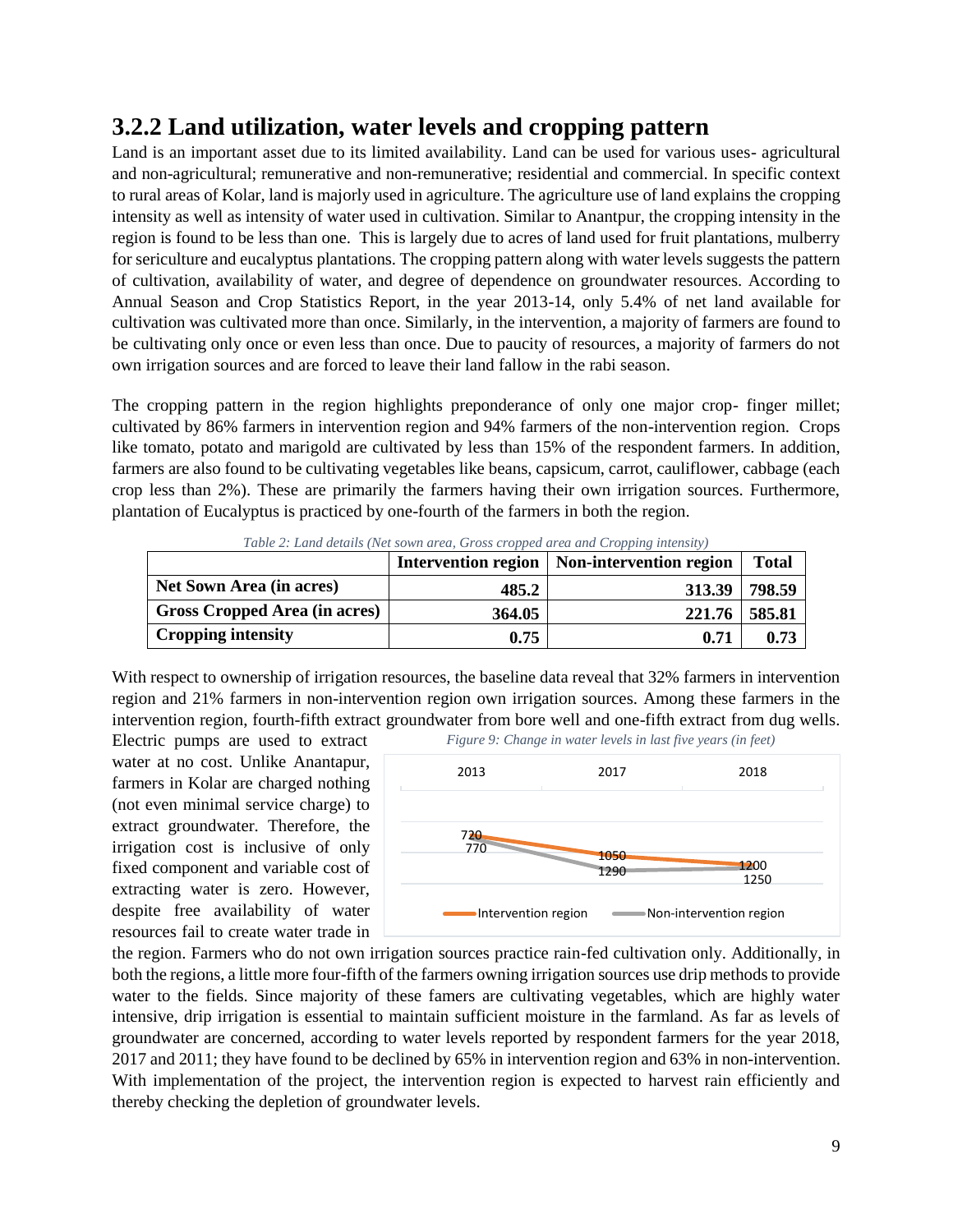### 3.2.2 Land utilization, water levels and cropping pattern

Land is an important asset due to its limited availability. Land can be used for various uses- agricultural and non-agricultural; remunerative and non-remunerative; residential and commercial. In specific context to rural areas of Kolar, land is majorly used in agriculture. The agriculture use of land explains the cropping intensity as well as intensity of water used in cultivation. Similar to Anantpur, the cropping intensity in the region is found to be less than one. This is largely due to acres of land used for fruit plantations, mulberry for sericulture and eucalyptus plantations. The cropping pattern along with water levels suggests the pattern of cultivation, availability of water, and degree of dependence on groundwater resources. According to Annual Season and Crop Statistics Report, in the year 2013-14, only 5.4% of net land available for cultivation was cultivated more than once. Similarly, in the intervention, a majority of farmers are found to be cultivating only once or even less than once. Due to paucity of resources, a majority of farmers do not own irrigation sources and are forced to leave their land fallow in the rabi season.

The cropping pattern in the region highlights preponderance of only one major crop- finger millet; cultivated by 86% farmers in intervention region and 94% farmers of the non-intervention region. Crops like tomato, potato and marigold are cultivated by less than 15% of the respondent farmers. In addition, farmers are also found to be cultivating vegetables like beans, capsicum, carrot, cauliflower, cabbage (each crop less than 2%). These are primarily the farmers having their own irrigation sources. Furthermore, plantation of Eucalyptus is practiced by one-fourth of the farmers in both the region.

*Table 2: Land details (Net sown area, Gross cropped area and Cropping intensity)*

| | Intervention region | Non-intervention region | Total |
|---|---|---|---|
| **Net Sown Area (in acres)** | **485.2** | **313.39** | **798.59** |
| **Gross Cropped Area (in acres)** | **364.05** | **221.76** | **585.81** |
| **Cropping intensity** | **0.75** | **0.71** | **0.73** |

With respect to ownership of irrigation resources, the baseline data reveal that 32% farmers in intervention region and 21% farmers in non-intervention region own irrigation sources. Among these farmers in the intervention region, fourth-fifth extract groundwater from bore well and one-fifth extract from dug wells. Electric pumps are used to extract water at no cost. Unlike Anantapur, farmers in Kolar are charged nothing (not even minimal service charge) to extract groundwater. Therefore, the irrigation cost is inclusive of only fixed component and variable cost of extracting water is zero. However, despite free availability of water resources fail to create water trade in the region. Farmers who do not own irrigation sources practice rain-fed cultivation only. Additionally, in both the regions, a little more four-fifth of the farmers owning irrigation sources use drip methods to provide water to the fields. Since majority of these famers are cultivating vegetables, which are highly water intensive, drip irrigation is essential to maintain sufficient moisture in the farmland. As far as levels of groundwater are concerned, according to water levels reported by respondent farmers for the year 2018, 2017 and 2011; they have found to be declined by 65% in intervention region and 63% in non-intervention. With implementation of the project, the intervention region is expected to harvest rain efficiently and thereby checking the depletion of groundwater levels.

*Figure 9: Change in water levels in last five years (in feet)*

| | 2013 | 2017 | 2018 |
|---|---|---|---|
| Intervention region | 720 | 1050 | 1200 |
| Non-intervention region | 770 | 1290 | 1250 |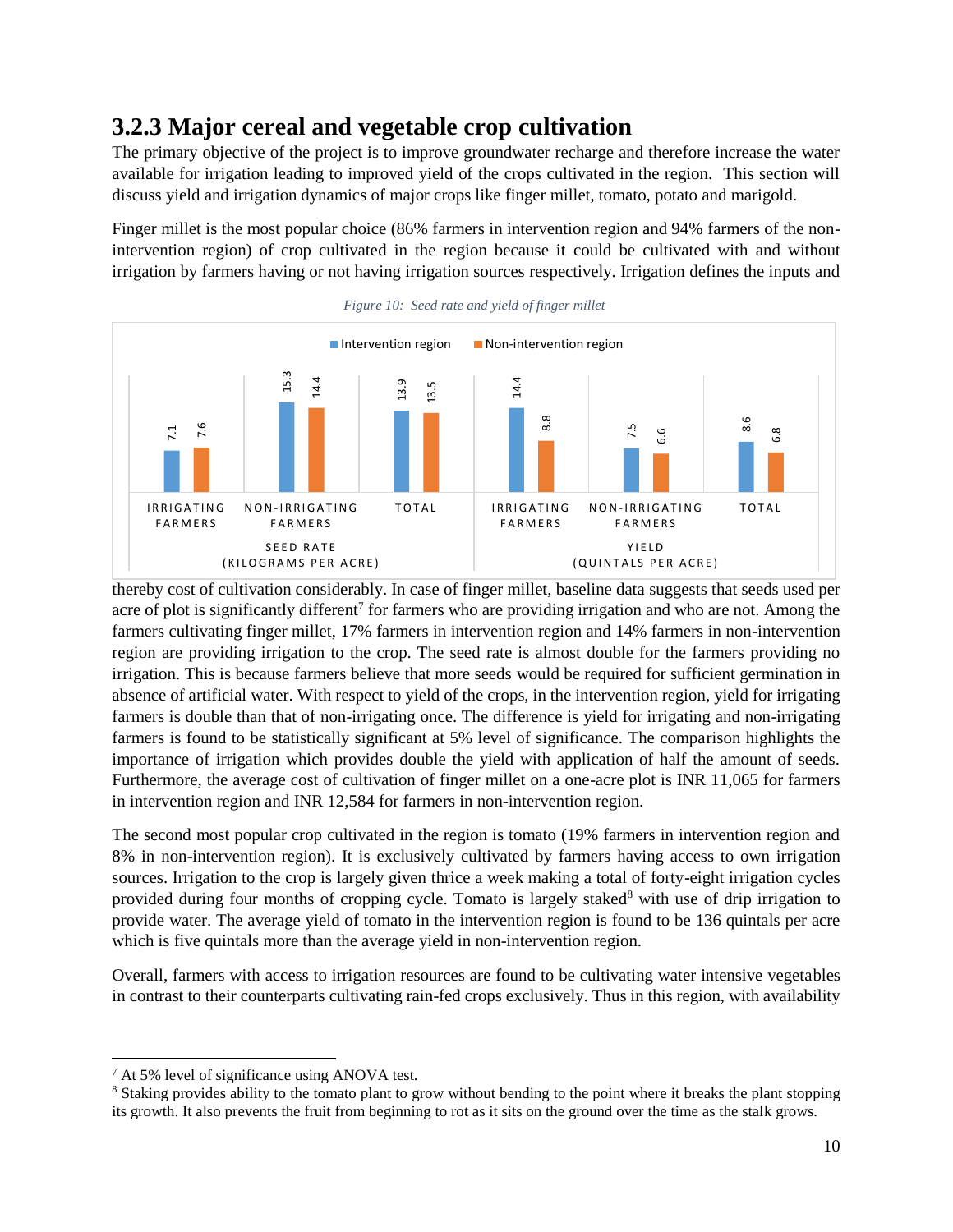## 3.2.3 Major cereal and vegetable crop cultivation

The primary objective of the project is to improve groundwater recharge and therefore increase the water available for irrigation leading to improved yield of the crops cultivated in the region. This section will discuss yield and irrigation dynamics of major crops like finger millet, tomato, potato and marigold.

Finger millet is the most popular choice (86% farmers in intervention region and 94% farmers of the non-intervention region) of crop cultivated in the region because it could be cultivated with and without irrigation by farmers having or not having irrigation sources respectively. Irrigation defines the inputs and thereby cost of cultivation considerably. In case of finger millet, baseline data suggests that seeds used per acre of plot is significantly different[7] for farmers who are providing irrigation and who are not. Among the farmers cultivating finger millet, 17% farmers in intervention region and 14% farmers in non-intervention region are providing irrigation to the crop. The seed rate is almost double for the farmers providing no irrigation. This is because farmers believe that more seeds would be required for sufficient germination in absence of artificial water. With respect to yield of the crops, in the intervention region, yield for irrigating farmers is double than that of non-irrigating once. The difference is yield for irrigating and non-irrigating farmers is found to be statistically significant at 5% level of significance. The comparison highlights the importance of irrigation which provides double the yield with application of half the amount of seeds. Furthermore, the average cost of cultivation of finger millet on a one-acre plot is INR 11,065 for farmers in intervention region and INR 12,584 for farmers in non-intervention region.

*Figure 10: Seed rate and yield of finger millet*

| | Seed rate (kilograms per acre) | | | Yield (quintals per acre) | | |
|---|---|---|---|---|---|---|
| | Irrigating farmers | Non-irrigating farmers | Total | Irrigating farmers | Non-irrigating farmers | Total |
| Intervention region | 7.1 | 15.3 | 13.9 | 14.4 | 7.5 | 8.6 |
| Non-intervention region | 7.6 | 14.4 | 13.5 | 8.8 | 6.6 | 6.8 |

The second most popular crop cultivated in the region is tomato (19% farmers in intervention region and 8% in non-intervention region). It is exclusively cultivated by farmers having access to own irrigation sources. Irrigation to the crop is largely given thrice a week making a total of forty-eight irrigation cycles provided during four months of cropping cycle. Tomato is largely staked[8] with use of drip irrigation to provide water. The average yield of tomato in the intervention region is found to be 136 quintals per acre which is five quintals more than the average yield in non-intervention region.

Overall, farmers with access to irrigation resources are found to be cultivating water intensive vegetables in contrast to their counterparts cultivating rain-fed crops exclusively. Thus in this region, with availability

---

[7] At 5% level of significance using ANOVA test.

[8] Staking provides ability to the tomato plant to grow without bending to the point where it breaks the plant stopping its growth. It also prevents the fruit from beginning to rot as it sits on the ground over the time as the stalk grows.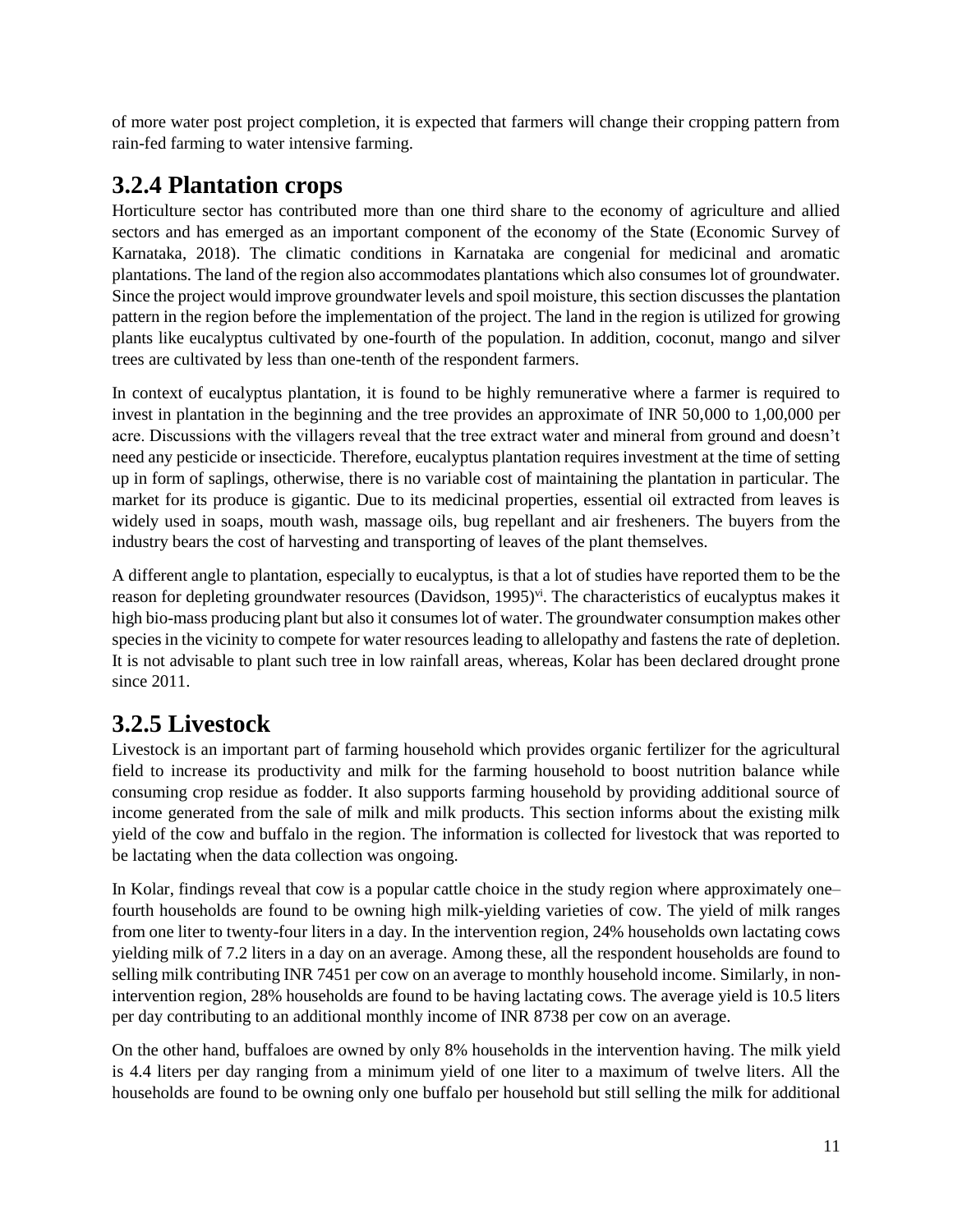of more water post project completion, it is expected that farmers will change their cropping pattern from rain-fed farming to water intensive farming.

## 3.2.4 Plantation crops

Horticulture sector has contributed more than one third share to the economy of agriculture and allied sectors and has emerged as an important component of the economy of the State (Economic Survey of Karnataka, 2018). The climatic conditions in Karnataka are congenial for medicinal and aromatic plantations. The land of the region also accommodates plantations which also consumes lot of groundwater. Since the project would improve groundwater levels and spoil moisture, this section discusses the plantation pattern in the region before the implementation of the project. The land in the region is utilized for growing plants like eucalyptus cultivated by one-fourth of the population. In addition, coconut, mango and silver trees are cultivated by less than one-tenth of the respondent farmers.

In context of eucalyptus plantation, it is found to be highly remunerative where a farmer is required to invest in plantation in the beginning and the tree provides an approximate of INR 50,000 to 1,00,000 per acre. Discussions with the villagers reveal that the tree extract water and mineral from ground and doesn't need any pesticide or insecticide. Therefore, eucalyptus plantation requires investment at the time of setting up in form of saplings, otherwise, there is no variable cost of maintaining the plantation in particular. The market for its produce is gigantic. Due to its medicinal properties, essential oil extracted from leaves is widely used in soaps, mouth wash, massage oils, bug repellant and air fresheners. The buyers from the industry bears the cost of harvesting and transporting of leaves of the plant themselves.

A different angle to plantation, especially to eucalyptus, is that a lot of studies have reported them to be the reason for depleting groundwater resources (Davidson, 1995)[vi]. The characteristics of eucalyptus makes it high bio-mass producing plant but also it consumes lot of water. The groundwater consumption makes other species in the vicinity to compete for water resources leading to allelopathy and fastens the rate of depletion. It is not advisable to plant such tree in low rainfall areas, whereas, Kolar has been declared drought prone since 2011.

## 3.2.5 Livestock

Livestock is an important part of farming household which provides organic fertilizer for the agricultural field to increase its productivity and milk for the farming household to boost nutrition balance while consuming crop residue as fodder. It also supports farming household by providing additional source of income generated from the sale of milk and milk products. This section informs about the existing milk yield of the cow and buffalo in the region. The information is collected for livestock that was reported to be lactating when the data collection was ongoing.

In Kolar, findings reveal that cow is a popular cattle choice in the study region where approximately one–fourth households are found to be owning high milk-yielding varieties of cow. The yield of milk ranges from one liter to twenty-four liters in a day. In the intervention region, 24% households own lactating cows yielding milk of 7.2 liters in a day on an average. Among these, all the respondent households are found to selling milk contributing INR 7451 per cow on an average to monthly household income. Similarly, in non-intervention region, 28% households are found to be having lactating cows. The average yield is 10.5 liters per day contributing to an additional monthly income of INR 8738 per cow on an average.

On the other hand, buffaloes are owned by only 8% households in the intervention having. The milk yield is 4.4 liters per day ranging from a minimum yield of one liter to a maximum of twelve liters. All the households are found to be owning only one buffalo per household but still selling the milk for additional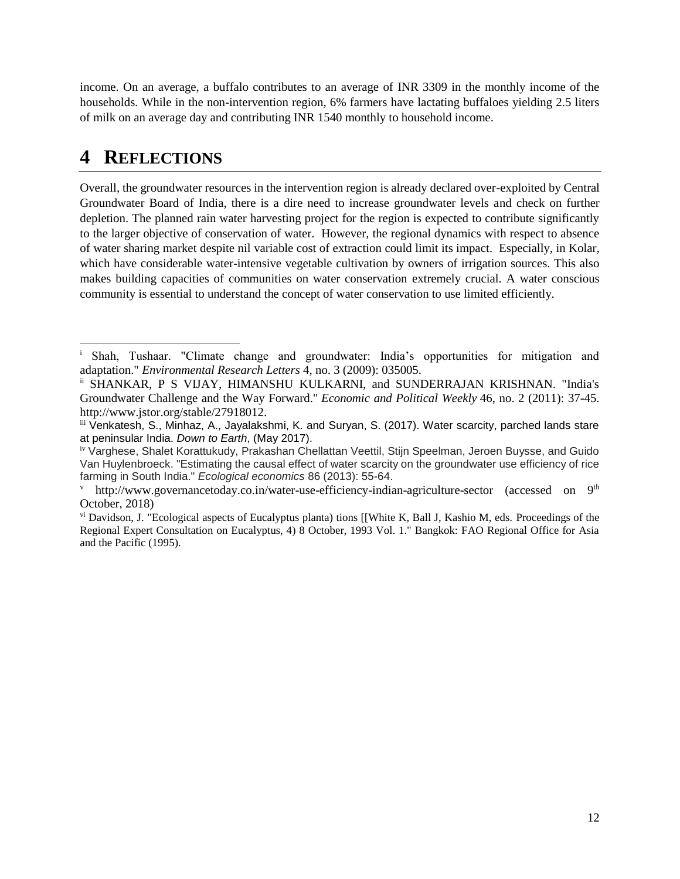income. On an average, a buffalo contributes to an average of INR 3309 in the monthly income of the households. While in the non-intervention region, 6% farmers have lactating buffaloes yielding 2.5 liters of milk on an average day and contributing INR 1540 monthly to household income.

# 4 REFLECTIONS

Overall, the groundwater resources in the intervention region is already declared over-exploited by Central Groundwater Board of India, there is a dire need to increase groundwater levels and check on further depletion. The planned rain water harvesting project for the region is expected to contribute significantly to the larger objective of conservation of water. However, the regional dynamics with respect to absence of water sharing market despite nil variable cost of extraction could limit its impact. Especially, in Kolar, which have considerable water-intensive vegetable cultivation by owners of irrigation sources. This also makes building capacities of communities on water conservation extremely crucial. A water conscious community is essential to understand the concept of water conservation to use limited efficiently.

---

[i] Shah, Tushaar. "Climate change and groundwater: India's opportunities for mitigation and adaptation." *Environmental Research Letters* 4, no. 3 (2009): 035005.

[ii] SHANKAR, P S VIJAY, HIMANSHU KULKARNI, and SUNDERRAJAN KRISHNAN. "India's Groundwater Challenge and the Way Forward." *Economic and Political Weekly* 46, no. 2 (2011): 37-45. http://www.jstor.org/stable/27918012.

[iii] Venkatesh, S., Minhaz, A., Jayalakshmi, K. and Suryan, S. (2017). Water scarcity, parched lands stare at peninsular India. *Down to Earth*, (May 2017).

[iv] Varghese, Shalet Korattukudy, Prakashan Chellattan Veettil, Stijn Speelman, Jeroen Buysse, and Guido Van Huylenbroeck. "Estimating the causal effect of water scarcity on the groundwater use efficiency of rice farming in South India." *Ecological economics* 86 (2013): 55-64.

[v] http://www.governancetoday.co.in/water-use-efficiency-indian-agriculture-sector (accessed on 9th October, 2018)

[vi] Davidson, J. "Ecological aspects of Eucalyptus planta) tions [[White K, Ball J, Kashio M, eds. Proceedings of the Regional Expert Consultation on Eucalyptus, 4) 8 October, 1993 Vol. 1." Bangkok: FAO Regional Office for Asia and the Pacific (1995).